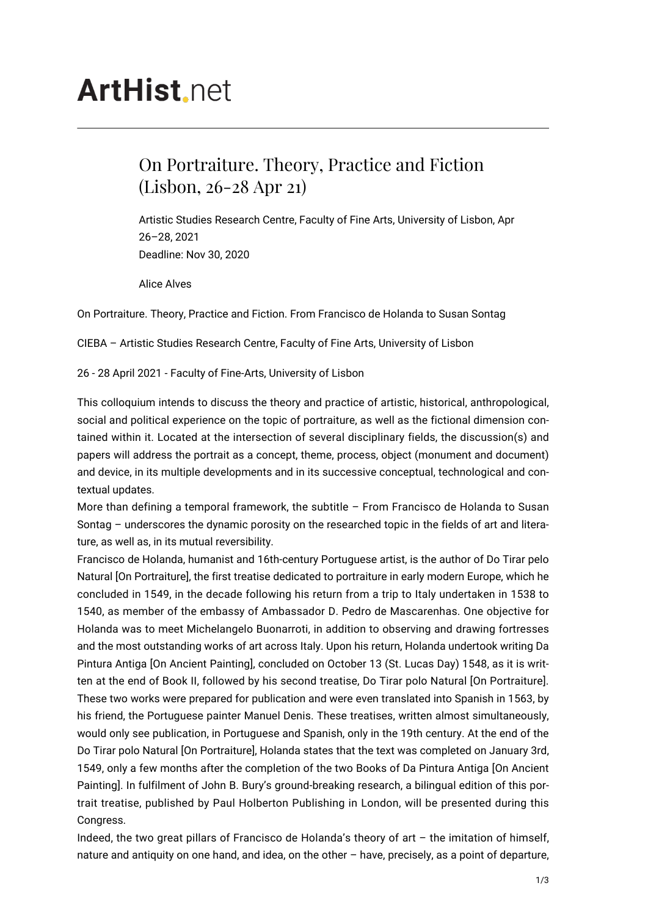# ArtHist.net

## On Portraiture. Theory, Practice and Fiction (Lisbon, 26-28 Apr 21)

Artistic Studies Research Centre, Faculty of Fine Arts, University of Lisbon, Apr 26–28, 2021
Deadline: Nov 30, 2020

Alice Alves

On Portraiture. Theory, Practice and Fiction. From Francisco de Holanda to Susan Sontag

CIEBA – Artistic Studies Research Centre, Faculty of Fine Arts, University of Lisbon

26 - 28 April 2021 - Faculty of Fine-Arts, University of Lisbon

This colloquium intends to discuss the theory and practice of artistic, historical, anthropological, social and political experience on the topic of portraiture, as well as the fictional dimension contained within it. Located at the intersection of several disciplinary fields, the discussion(s) and papers will address the portrait as a concept, theme, process, object (monument and document) and device, in its multiple developments and in its successive conceptual, technological and contextual updates.

More than defining a temporal framework, the subtitle – From Francisco de Holanda to Susan Sontag – underscores the dynamic porosity on the researched topic in the fields of art and literature, as well as, in its mutual reversibility.

Francisco de Holanda, humanist and 16th-century Portuguese artist, is the author of Do Tirar pelo Natural [On Portraiture], the first treatise dedicated to portraiture in early modern Europe, which he concluded in 1549, in the decade following his return from a trip to Italy undertaken in 1538 to 1540, as member of the embassy of Ambassador D. Pedro de Mascarenhas. One objective for Holanda was to meet Michelangelo Buonarroti, in addition to observing and drawing fortresses and the most outstanding works of art across Italy. Upon his return, Holanda undertook writing Da Pintura Antiga [On Ancient Painting], concluded on October 13 (St. Lucas Day) 1548, as it is written at the end of Book II, followed by his second treatise, Do Tirar polo Natural [On Portraiture]. These two works were prepared for publication and were even translated into Spanish in 1563, by his friend, the Portuguese painter Manuel Denis. These treatises, written almost simultaneously, would only see publication, in Portuguese and Spanish, only in the 19th century. At the end of the Do Tirar polo Natural [On Portraiture], Holanda states that the text was completed on January 3rd, 1549, only a few months after the completion of the two Books of Da Pintura Antiga [On Ancient Painting]. In fulfilment of John B. Bury's ground-breaking research, a bilingual edition of this portrait treatise, published by Paul Holberton Publishing in London, will be presented during this Congress.

Indeed, the two great pillars of Francisco de Holanda's theory of art – the imitation of himself, nature and antiquity on one hand, and idea, on the other – have, precisely, as a point of departure,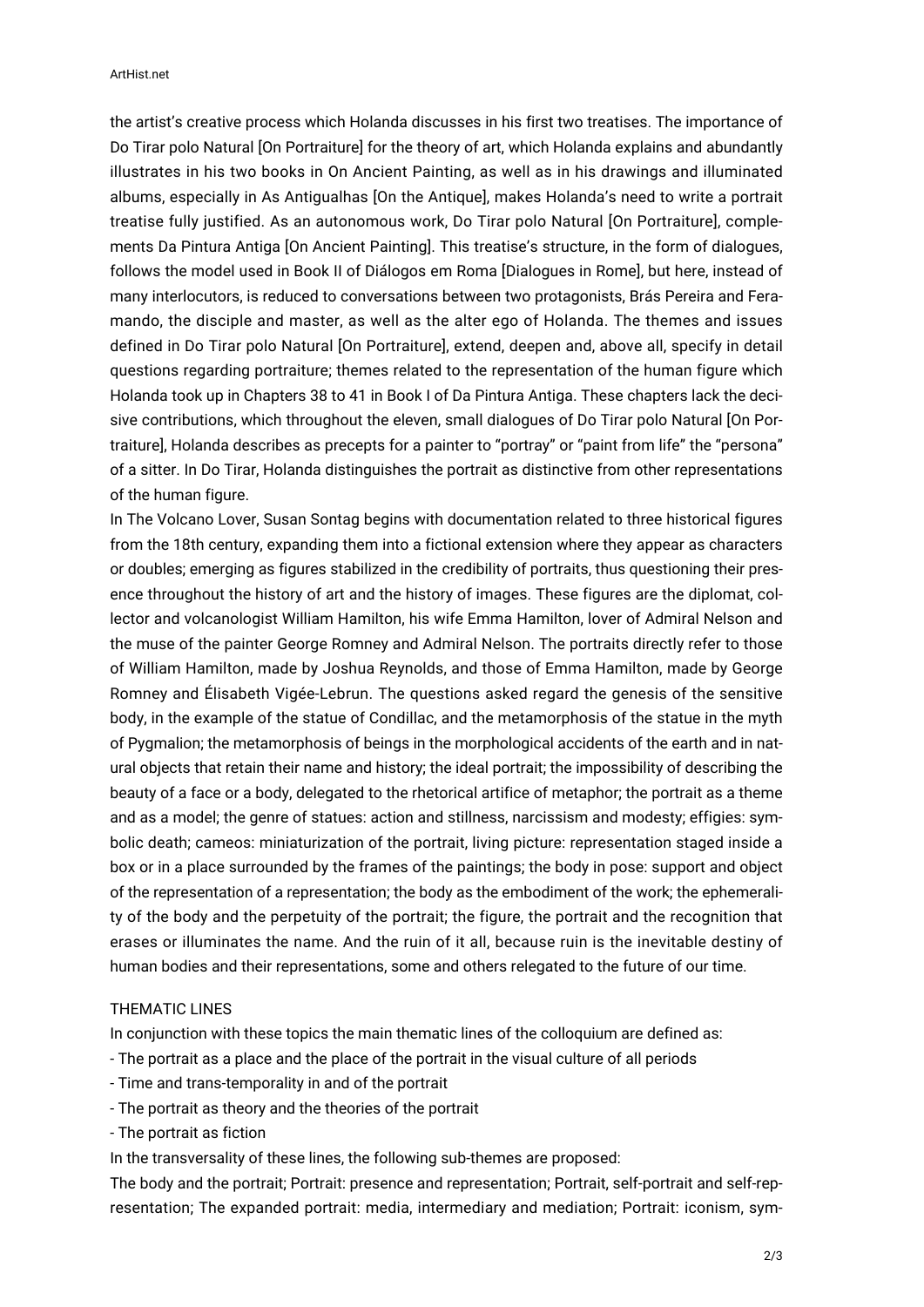the artist's creative process which Holanda discusses in his first two treatises. The importance of Do Tirar polo Natural [On Portraiture] for the theory of art, which Holanda explains and abundantly illustrates in his two books in On Ancient Painting, as well as in his drawings and illuminated albums, especially in As Antigualhas [On the Antique], makes Holanda's need to write a portrait treatise fully justified. As an autonomous work, Do Tirar polo Natural [On Portraiture], complements Da Pintura Antiga [On Ancient Painting]. This treatise's structure, in the form of dialogues, follows the model used in Book II of Diálogos em Roma [Dialogues in Rome], but here, instead of many interlocutors, is reduced to conversations between two protagonists, Brás Pereira and Feramando, the disciple and master, as well as the alter ego of Holanda. The themes and issues defined in Do Tirar polo Natural [On Portraiture], extend, deepen and, above all, specify in detail questions regarding portraiture; themes related to the representation of the human figure which Holanda took up in Chapters 38 to 41 in Book I of Da Pintura Antiga. These chapters lack the decisive contributions, which throughout the eleven, small dialogues of Do Tirar polo Natural [On Portraiture], Holanda describes as precepts for a painter to "portray" or "paint from life" the "persona" of a sitter. In Do Tirar, Holanda distinguishes the portrait as distinctive from other representations of the human figure.

In The Volcano Lover, Susan Sontag begins with documentation related to three historical figures from the 18th century, expanding them into a fictional extension where they appear as characters or doubles; emerging as figures stabilized in the credibility of portraits, thus questioning their presence throughout the history of art and the history of images. These figures are the diplomat, collector and volcanologist William Hamilton, his wife Emma Hamilton, lover of Admiral Nelson and the muse of the painter George Romney and Admiral Nelson. The portraits directly refer to those of William Hamilton, made by Joshua Reynolds, and those of Emma Hamilton, made by George Romney and Élisabeth Vigée-Lebrun. The questions asked regard the genesis of the sensitive body, in the example of the statue of Condillac, and the metamorphosis of the statue in the myth of Pygmalion; the metamorphosis of beings in the morphological accidents of the earth and in natural objects that retain their name and history; the ideal portrait; the impossibility of describing the beauty of a face or a body, delegated to the rhetorical artifice of metaphor; the portrait as a theme and as a model; the genre of statues: action and stillness, narcissism and modesty; effigies: symbolic death; cameos: miniaturization of the portrait, living picture: representation staged inside a box or in a place surrounded by the frames of the paintings; the body in pose: support and object of the representation of a representation; the body as the embodiment of the work; the ephemerality of the body and the perpetuity of the portrait; the figure, the portrait and the recognition that erases or illuminates the name. And the ruin of it all, because ruin is the inevitable destiny of human bodies and their representations, some and others relegated to the future of our time.

THEMATIC LINES

In conjunction with these topics the main thematic lines of the colloquium are defined as:

- The portrait as a place and the place of the portrait in the visual culture of all periods
- Time and trans-temporality in and of the portrait
- The portrait as theory and the theories of the portrait
- The portrait as fiction

In the transversality of these lines, the following sub-themes are proposed:

The body and the portrait; Portrait: presence and representation; Portrait, self-portrait and self-representation; The expanded portrait: media, intermediary and mediation; Portrait: iconism, sym-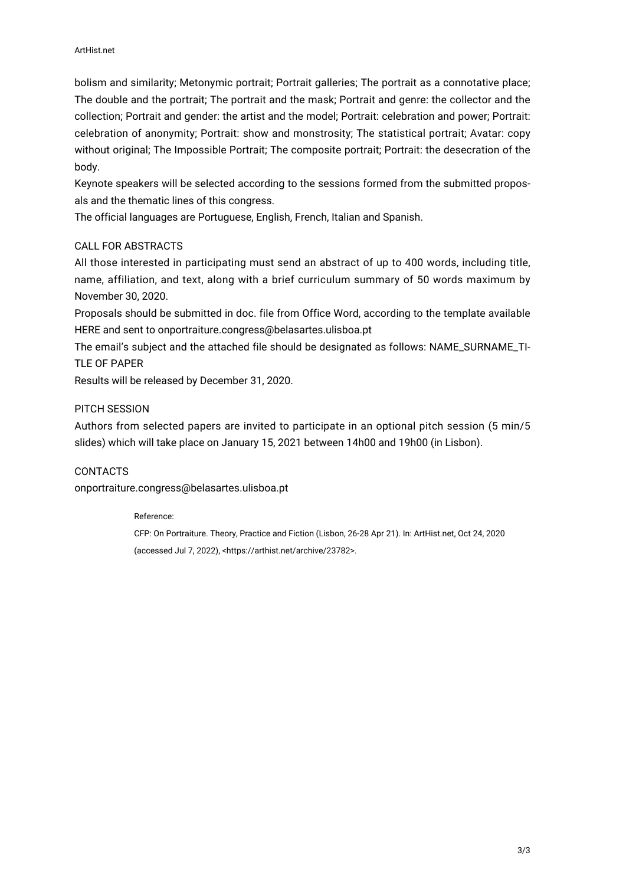bolism and similarity; Metonymic portrait; Portrait galleries; The portrait as a connotative place; The double and the portrait; The portrait and the mask; Portrait and genre: the collector and the collection; Portrait and gender: the artist and the model; Portrait: celebration and power; Portrait: celebration of anonymity; Portrait: show and monstrosity; The statistical portrait; Avatar: copy without original; The Impossible Portrait; The composite portrait; Portrait: the desecration of the body.

Keynote speakers will be selected according to the sessions formed from the submitted proposals and the thematic lines of this congress.

The official languages are Portuguese, English, French, Italian and Spanish.

CALL FOR ABSTRACTS

All those interested in participating must send an abstract of up to 400 words, including title, name, affiliation, and text, along with a brief curriculum summary of 50 words maximum by November 30, 2020.

Proposals should be submitted in doc. file from Office Word, according to the template available HERE and sent to onportraiture.congress@belasartes.ulisboa.pt

The email's subject and the attached file should be designated as follows: NAME_SURNAME_TITLE OF PAPER

Results will be released by December 31, 2020.

PITCH SESSION

Authors from selected papers are invited to participate in an optional pitch session (5 min/5 slides) which will take place on January 15, 2021 between 14h00 and 19h00 (in Lisbon).

CONTACTS

onportraiture.congress@belasartes.ulisboa.pt

Reference:

CFP: On Portraiture. Theory, Practice and Fiction (Lisbon, 26-28 Apr 21). In: ArtHist.net, Oct 24, 2020 (accessed Jul 7, 2022), <https://arthist.net/archive/23782>.